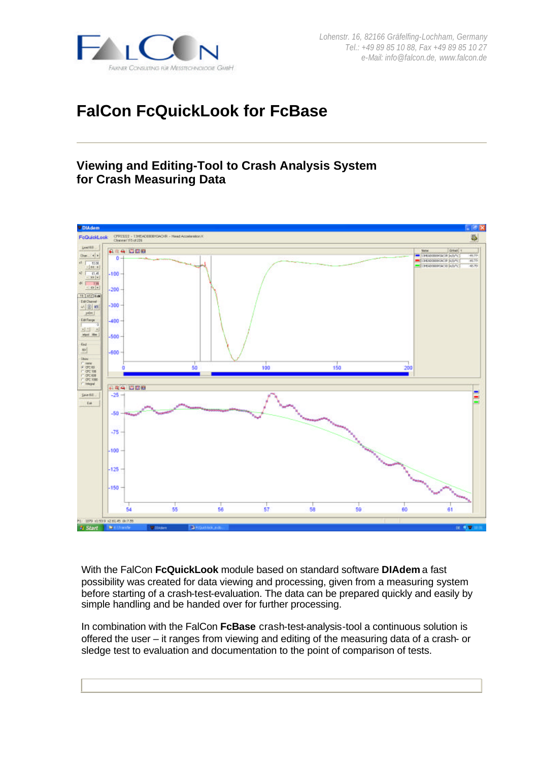Lohenstr. 16, 82166 Gräfelfing-Lochham, Germany
Tel.: +49 89 85 10 88, Fax +49 89 85 10 27
e-Mail: info@falcon.de, www.falcon.de

# FalCon FcQuickLook for FcBase

## Viewing and Editing-Tool to Crash Analysis System for Crash Measuring Data

With the FalCon **FcQuickLook** module based on standard software **DIAdem** a fast possibility was created for data viewing and processing, given from a measuring system before starting of a crash-test-evaluation. The data can be prepared quickly and easily by simple handling and be handed over for further processing.

In combination with the FalCon **FcBase** crash-test-analysis-tool a continuous solution is offered the user – it ranges from viewing and editing of the measuring data of a crash- or sledge test to evaluation and documentation to the point of comparison of tests.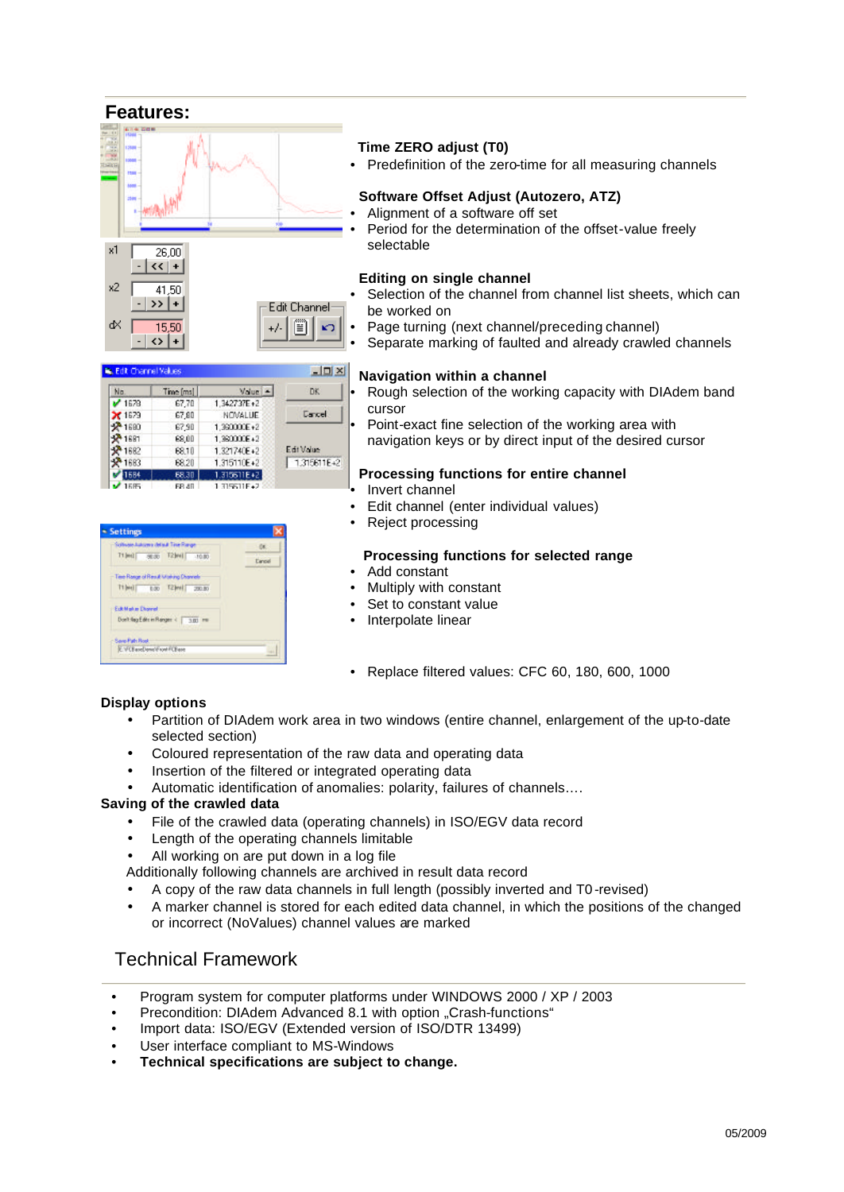## Features:

**Time ZERO adjust (T0)**

- Predefinition of the zero-time for all measuring channels

**Software Offset Adjust (Autozero, ATZ)**

- Alignment of a software off set
- Period for the determination of the offset-value freely selectable

**Editing on single channel**

- Selection of the channel from channel list sheets, which can be worked on
- Page turning (next channel/preceding channel)
- Separate marking of faulted and already crawled channels

**Navigation within a channel**

- Rough selection of the working capacity with DIAdem band cursor
- Point-exact fine selection of the working area with navigation keys or by direct input of the desired cursor

**Processing functions for entire channel**

- Invert channel
- Edit channel (enter individual values)
- Reject processing

**Processing functions for selected range**

- Add constant
- Multiply with constant
- Set to constant value
- Interpolate linear

- Replace filtered values: CFC 60, 180, 600, 1000

**Display options**

- Partition of DIAdem work area in two windows (entire channel, enlargement of the up-to-date selected section)
- Coloured representation of the raw data and operating data
- Insertion of the filtered or integrated operating data
- Automatic identification of anomalies: polarity, failures of channels….

**Saving of the crawled data**

- File of the crawled data (operating channels) in ISO/EGV data record
- Length of the operating channels limitable
- All working on are put down in a log file

Additionally following channels are archived in result data record

- A copy of the raw data channels in full length (possibly inverted and T0-revised)
- A marker channel is stored for each edited data channel, in which the positions of the changed or incorrect (NoValues) channel values are marked

## Technical Framework

- Program system for computer platforms under WINDOWS 2000 / XP / 2003
- Precondition: DIAdem Advanced 8.1 with option „Crash-functions“
- Import data: ISO/EGV (Extended version of ISO/DTR 13499)
- User interface compliant to MS-Windows
- **Technical specifications are subject to change.**

05/2009